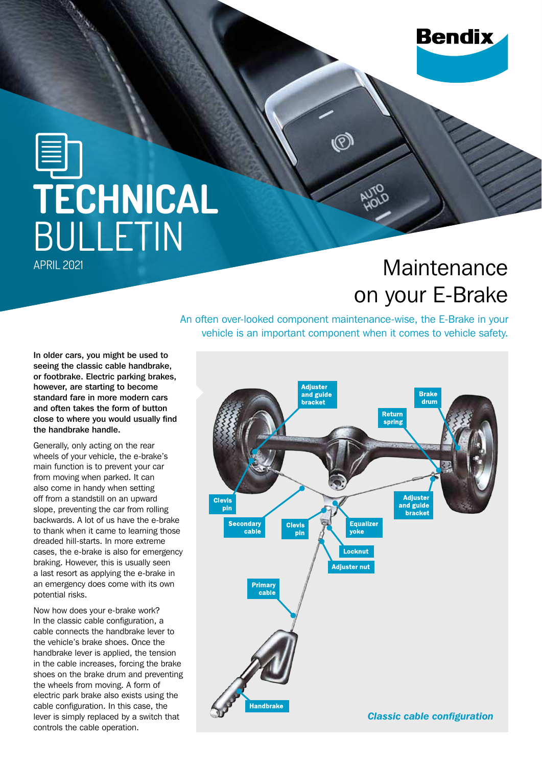# TECHNICAL BULLETIN

APRIL 2021

# Maintenance on your E-Brake

An often over-looked component maintenance-wise, the E-Brake in your vehicle is an important component when it comes to vehicle safety.

**In older cars, you might be used to seeing the classic cable handbrake, or footbrake. Electric parking brakes, however, are starting to become standard fare in more modern cars and often takes the form of button close to where you would usually find the handbrake handle.**

Generally, only acting on the rear wheels of your vehicle, the e-brake's main function is to prevent your car from moving when parked. It can also come in handy when setting off from a standstill on an upward slope, preventing the car from rolling backwards. A lot of us have the e-brake to thank when it came to learning those dreaded hill-starts. In more extreme cases, the e-brake is also for emergency braking. However, this is usually seen a last resort as applying the e-brake in an emergency does come with its own potential risks.

Now how does your e-brake work? In the classic cable configuration, a cable connects the handbrake lever to the vehicle's brake shoes. Once the handbrake lever is applied, the tension in the cable increases, forcing the brake shoes on the brake drum and preventing the wheels from moving. A form of electric park brake also exists using the cable configuration. In this case, the lever is simply replaced by a switch that controls the cable operation.

*Classic cable configuration*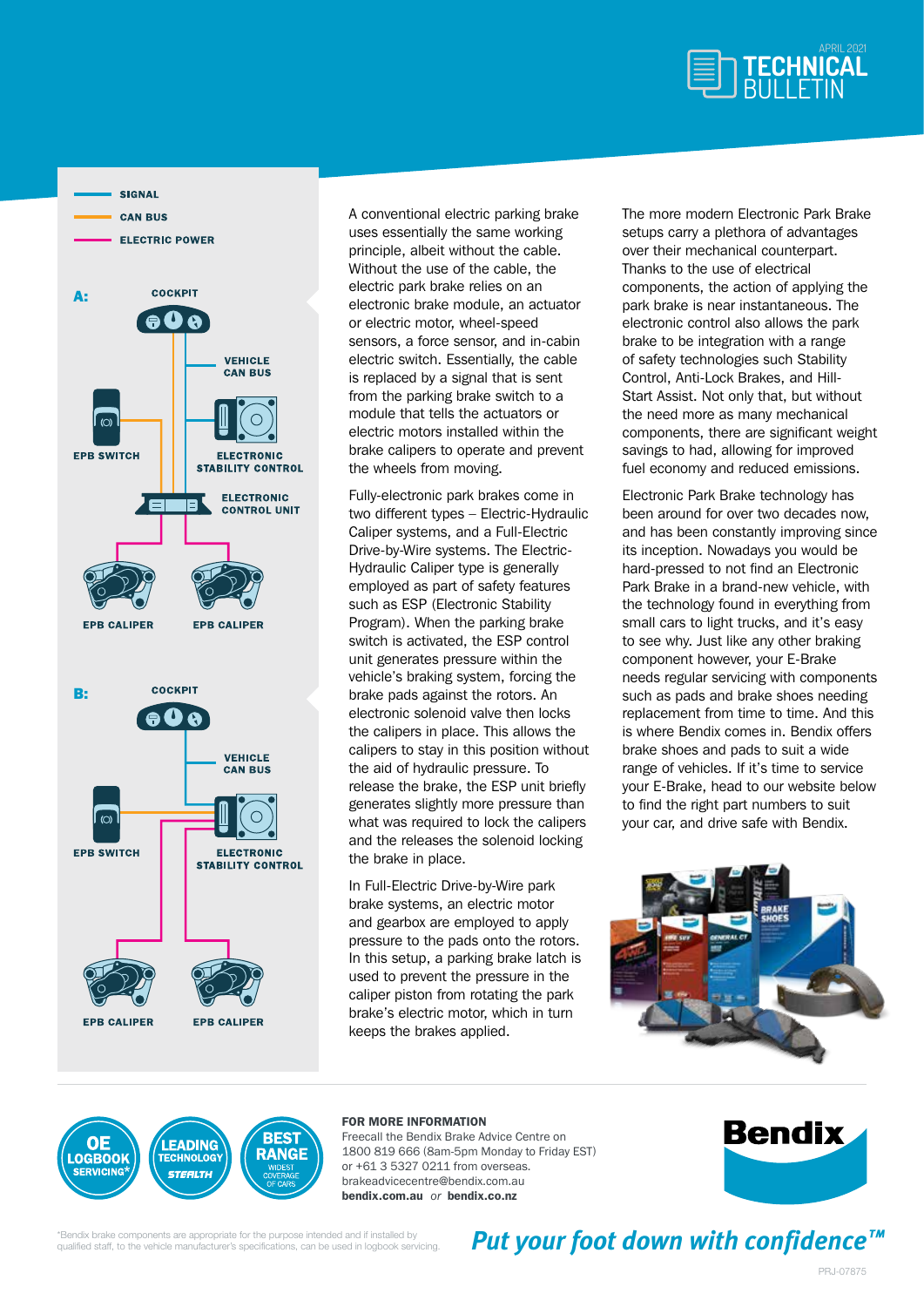APRIL 2021

# TECHNICAL BULLETIN

SIGNAL

CAN BUS

ELECTRIC POWER

A: COCKPIT

VEHICLE CAN BUS

EPB SWITCH

ELECTRONIC STABILITY CONTROL

ELECTRONIC CONTROL UNIT

EPB CALIPER

EPB CALIPER

B: COCKPIT

VEHICLE CAN BUS

EPB SWITCH

ELECTRONIC STABILITY CONTROL

EPB CALIPER

EPB CALIPER

A conventional electric parking brake uses essentially the same working principle, albeit without the cable. Without the use of the cable, the electric park brake relies on an electronic brake module, an actuator or electric motor, wheel-speed sensors, a force sensor, and in-cabin electric switch. Essentially, the cable is replaced by a signal that is sent from the parking brake switch to a module that tells the actuators or electric motors installed within the brake calipers to operate and prevent the wheels from moving.

Fully-electronic park brakes come in two different types – Electric-Hydraulic Caliper systems, and a Full-Electric Drive-by-Wire systems. The Electric-Hydraulic Caliper type is generally employed as part of safety features such as ESP (Electronic Stability Program). When the parking brake switch is activated, the ESP control unit generates pressure within the vehicle's braking system, forcing the brake pads against the rotors. An electronic solenoid valve then locks the calipers in place. This allows the calipers to stay in this position without the aid of hydraulic pressure. To release the brake, the ESP unit briefly generates slightly more pressure than what was required to lock the calipers and the releases the solenoid locking the brake in place.

In Full-Electric Drive-by-Wire park brake systems, an electric motor and gearbox are employed to apply pressure to the pads onto the rotors. In this setup, a parking brake latch is used to prevent the pressure in the caliper piston from rotating the park brake's electric motor, which in turn keeps the brakes applied.

The more modern Electronic Park Brake setups carry a plethora of advantages over their mechanical counterpart. Thanks to the use of electrical components, the action of applying the park brake is near instantaneous. The electronic control also allows the park brake to be integration with a range of safety technologies such Stability Control, Anti-Lock Brakes, and Hill-Start Assist. Not only that, but without the need more as many mechanical components, there are significant weight savings to had, allowing for improved fuel economy and reduced emissions.

Electronic Park Brake technology has been around for over two decades now, and has been constantly improving since its inception. Nowadays you would be hard-pressed to not find an Electronic Park Brake in a brand-new vehicle, with the technology found in everything from small cars to light trucks, and it's easy to see why. Just like any other braking component however, your E-Brake needs regular servicing with components such as pads and brake shoes needing replacement from time to time. And this is where Bendix comes in. Bendix offers brake shoes and pads to suit a wide range of vehicles. If it's time to service your E-Brake, head to our website below to find the right part numbers to suit your car, and drive safe with Bendix.

OE LOGBOOK SERVICING*

LEADING TECHNOLOGY STEALTH

BEST RANGE WIDEST COVERAGE OF CARS

**FOR MORE INFORMATION**
Freecall the Bendix Brake Advice Centre on 1800 819 666 (8am-5pm Monday to Friday EST) or +61 3 5327 0211 from overseas.
brakeadvicecentre@bendix.com.au
**bendix.com.au** *or* **bendix.co.nz**

Bendix

*Bendix brake components are appropriate for the purpose intended and if installed by qualified staff, to the vehicle manufacturer's specifications, can be used in logbook servicing.

*Put your foot down with confidence™*

PRJ-07875